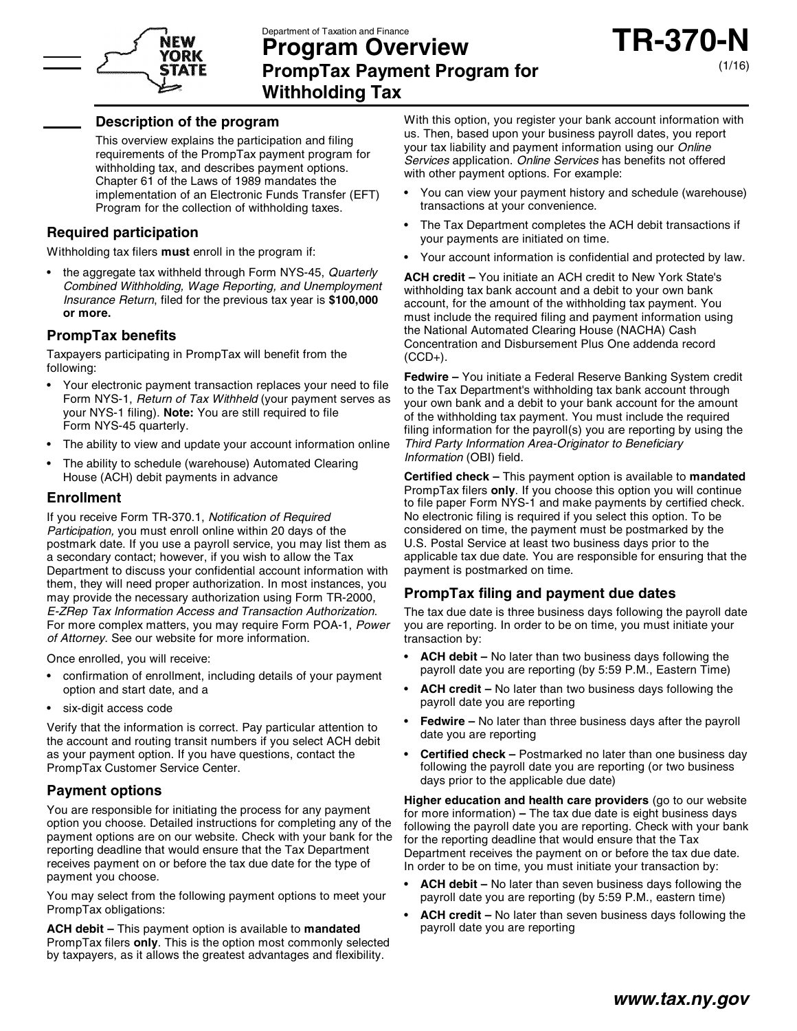Department of Taxation and Finance

# Program Overview
## PrompTax Payment Program for Withholding Tax

**TR-370-N**
(1/16)

### Description of the program

This overview explains the participation and filing requirements of the PrompTax payment program for withholding tax, and describes payment options. Chapter 61 of the Laws of 1989 mandates the implementation of an Electronic Funds Transfer (EFT) Program for the collection of withholding taxes.

### Required participation

Withholding tax filers **must** enroll in the program if:

- the aggregate tax withheld through Form NYS-45, *Quarterly Combined Withholding, Wage Reporting, and Unemployment Insurance Return*, filed for the previous tax year is **$100,000 or more.**

### PrompTax benefits

Taxpayers participating in PrompTax will benefit from the following:

- Your electronic payment transaction replaces your need to file Form NYS-1, *Return of Tax Withheld* (your payment serves as your NYS-1 filing). **Note:** You are still required to file Form NYS-45 quarterly.
- The ability to view and update your account information online
- The ability to schedule (warehouse) Automated Clearing House (ACH) debit payments in advance

### Enrollment

If you receive Form TR-370.1, *Notification of Required Participation,* you must enroll online within 20 days of the postmark date. If you use a payroll service, you may list them as a secondary contact; however, if you wish to allow the Tax Department to discuss your confidential account information with them, they will need proper authorization. In most instances, you may provide the necessary authorization using Form TR-2000, *E-ZRep Tax Information Access and Transaction Authorization*. For more complex matters, you may require Form POA-1, *Power of Attorney*. See our website for more information.

Once enrolled, you will receive:

- confirmation of enrollment, including details of your payment option and start date, and a
- six-digit access code

Verify that the information is correct. Pay particular attention to the account and routing transit numbers if you select ACH debit as your payment option. If you have questions, contact the PrompTax Customer Service Center.

### Payment options

You are responsible for initiating the process for any payment option you choose. Detailed instructions for completing any of the payment options are on our website. Check with your bank for the reporting deadline that would ensure that the Tax Department receives payment on or before the tax due date for the type of payment you choose.

You may select from the following payment options to meet your PrompTax obligations:

**ACH debit –** This payment option is available to **mandated** PrompTax filers **only**. This is the option most commonly selected by taxpayers, as it allows the greatest advantages and flexibility. With this option, you register your bank account information with us. Then, based upon your business payroll dates, you report your tax liability and payment information using our *Online Services* application. *Online Services* has benefits not offered with other payment options. For example:

- You can view your payment history and schedule (warehouse) transactions at your convenience.
- The Tax Department completes the ACH debit transactions if your payments are initiated on time.
- Your account information is confidential and protected by law.

**ACH credit –** You initiate an ACH credit to New York State's withholding tax bank account and a debit to your own bank account, for the amount of the withholding tax payment. You must include the required filing and payment information using the National Automated Clearing House (NACHA) Cash Concentration and Disbursement Plus One addenda record (CCD+).

**Fedwire –** You initiate a Federal Reserve Banking System credit to the Tax Department's withholding tax bank account through your own bank and a debit to your bank account for the amount of the withholding tax payment. You must include the required filing information for the payroll(s) you are reporting by using the *Third Party Information Area-Originator to Beneficiary Information* (OBI) field.

**Certified check –** This payment option is available to **mandated** PrompTax filers **only**. If you choose this option you will continue to file paper Form NYS-1 and make payments by certified check. No electronic filing is required if you select this option. To be considered on time, the payment must be postmarked by the U.S. Postal Service at least two business days prior to the applicable tax due date. You are responsible for ensuring that the payment is postmarked on time.

### PrompTax filing and payment due dates

The tax due date is three business days following the payroll date you are reporting. In order to be on time, you must initiate your transaction by:

- **ACH debit –** No later than two business days following the payroll date you are reporting (by 5:59 P.M., Eastern Time)
- **ACH credit –** No later than two business days following the payroll date you are reporting
- **Fedwire –** No later than three business days after the payroll date you are reporting
- **Certified check –** Postmarked no later than one business day following the payroll date you are reporting (or two business days prior to the applicable due date)

**Higher education and health care providers** (go to our website for more information) **–** The tax due date is eight business days following the payroll date you are reporting. Check with your bank for the reporting deadline that would ensure that the Tax Department receives the payment on or before the tax due date. In order to be on time, you must initiate your transaction by:

- **ACH debit –** No later than seven business days following the payroll date you are reporting (by 5:59 P.M., eastern time)
- **ACH credit –** No later than seven business days following the payroll date you are reporting

***www.tax.ny.gov***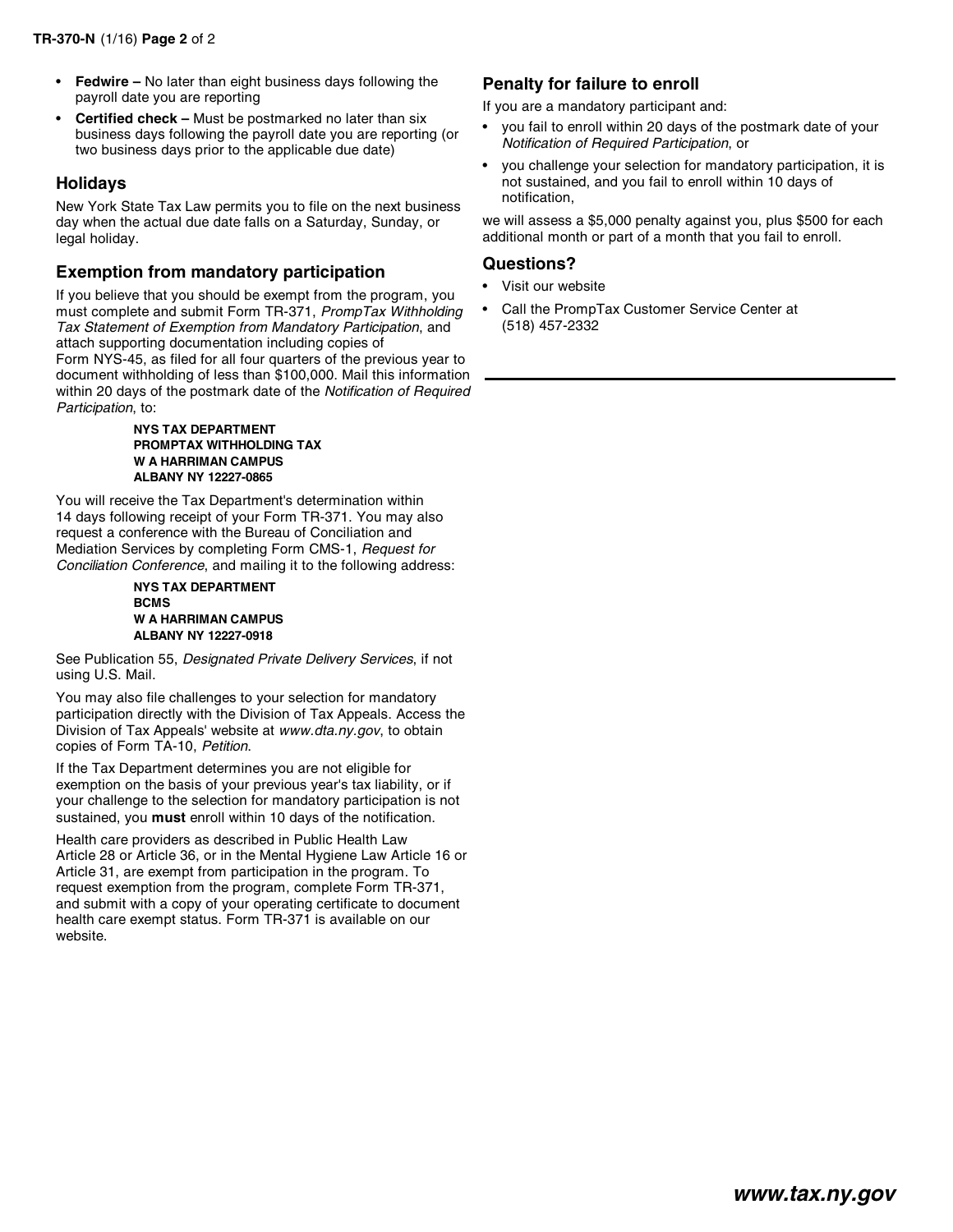- **Fedwire –** No later than eight business days following the payroll date you are reporting
- **Certified check –** Must be postmarked no later than six business days following the payroll date you are reporting (or two business days prior to the applicable due date)

## Holidays

New York State Tax Law permits you to file on the next business day when the actual due date falls on a Saturday, Sunday, or legal holiday.

## Exemption from mandatory participation

If you believe that you should be exempt from the program, you must complete and submit Form TR-371, *PrompTax Withholding Tax Statement of Exemption from Mandatory Participation*, and attach supporting documentation including copies of Form NYS-45, as filed for all four quarters of the previous year to document withholding of less than $100,000. Mail this information within 20 days of the postmark date of the *Notification of Required Participation*, to:

> **NYS TAX DEPARTMENT**
> **PROMPTAX WITHHOLDING TAX**
> **W A HARRIMAN CAMPUS**
> **ALBANY NY 12227-0865**

You will receive the Tax Department's determination within 14 days following receipt of your Form TR-371. You may also request a conference with the Bureau of Conciliation and Mediation Services by completing Form CMS-1, *Request for Conciliation Conference*, and mailing it to the following address:

> **NYS TAX DEPARTMENT**
> **BCMS**
> **W A HARRIMAN CAMPUS**
> **ALBANY NY 12227-0918**

See Publication 55, *Designated Private Delivery Services*, if not using U.S. Mail.

You may also file challenges to your selection for mandatory participation directly with the Division of Tax Appeals. Access the Division of Tax Appeals' website at *www.dta.ny.gov*, to obtain copies of Form TA-10, *Petition*.

If the Tax Department determines you are not eligible for exemption on the basis of your previous year's tax liability, or if your challenge to the selection for mandatory participation is not sustained, you **must** enroll within 10 days of the notification.

Health care providers as described in Public Health Law Article 28 or Article 36, or in the Mental Hygiene Law Article 16 or Article 31, are exempt from participation in the program. To request exemption from the program, complete Form TR-371, and submit with a copy of your operating certificate to document health care exempt status. Form TR-371 is available on our website.

## Penalty for failure to enroll

If you are a mandatory participant and:

- you fail to enroll within 20 days of the postmark date of your *Notification of Required Participation*, or
- you challenge your selection for mandatory participation, it is not sustained, and you fail to enroll within 10 days of notification,

we will assess a $5,000 penalty against you, plus $500 for each additional month or part of a month that you fail to enroll.

## Questions?

- Visit our website
- Call the PrompTax Customer Service Center at (518) 457-2332

***www.tax.ny.gov***